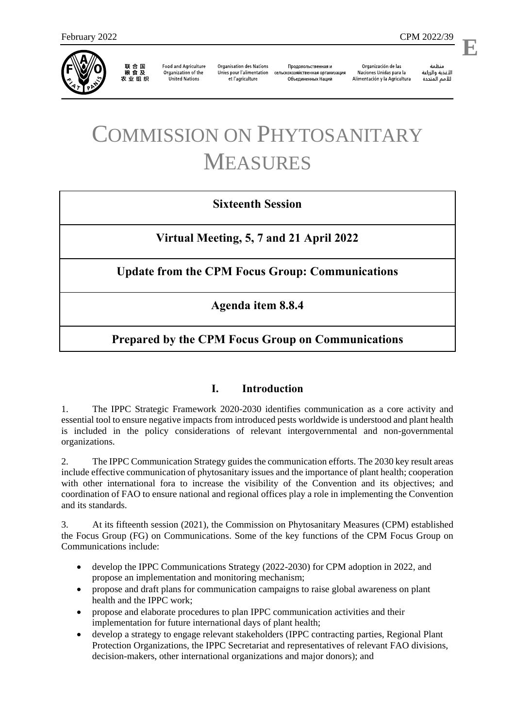February 2022 CPM 2022/39

E

联合国粮食及农业组织 | Food and Agriculture Organization of the United Nations | Organisation des Nations Unies pour l'alimentation et l'agriculture | Продовольственная и сельскохозяйственная организация Объединенных Наций | Organización de las Naciones Unidas para la Alimentación y la Agricultura | منظمة الأغذية والزراعة للأمم المتحدة

# COMMISSION ON PHYTOSANITARY MEASURES

| **Sixteenth Session** |
|---|
| **Virtual Meeting, 5, 7 and 21 April 2022** |
| **Update from the CPM Focus Group: Communications** |
| **Agenda item 8.8.4** |
| **Prepared by the CPM Focus Group on Communications** |

## I. Introduction

1. The IPPC Strategic Framework 2020-2030 identifies communication as a core activity and essential tool to ensure negative impacts from introduced pests worldwide is understood and plant health is included in the policy considerations of relevant intergovernmental and non-governmental organizations.

2. The IPPC Communication Strategy guides the communication efforts. The 2030 key result areas include effective communication of phytosanitary issues and the importance of plant health; cooperation with other international fora to increase the visibility of the Convention and its objectives; and coordination of FAO to ensure national and regional offices play a role in implementing the Convention and its standards.

3. At its fifteenth session (2021), the Commission on Phytosanitary Measures (CPM) established the Focus Group (FG) on Communications. Some of the key functions of the CPM Focus Group on Communications include:

- develop the IPPC Communications Strategy (2022-2030) for CPM adoption in 2022, and propose an implementation and monitoring mechanism;
- propose and draft plans for communication campaigns to raise global awareness on plant health and the IPPC work;
- propose and elaborate procedures to plan IPPC communication activities and their implementation for future international days of plant health;
- develop a strategy to engage relevant stakeholders (IPPC contracting parties, Regional Plant Protection Organizations, the IPPC Secretariat and representatives of relevant FAO divisions, decision-makers, other international organizations and major donors); and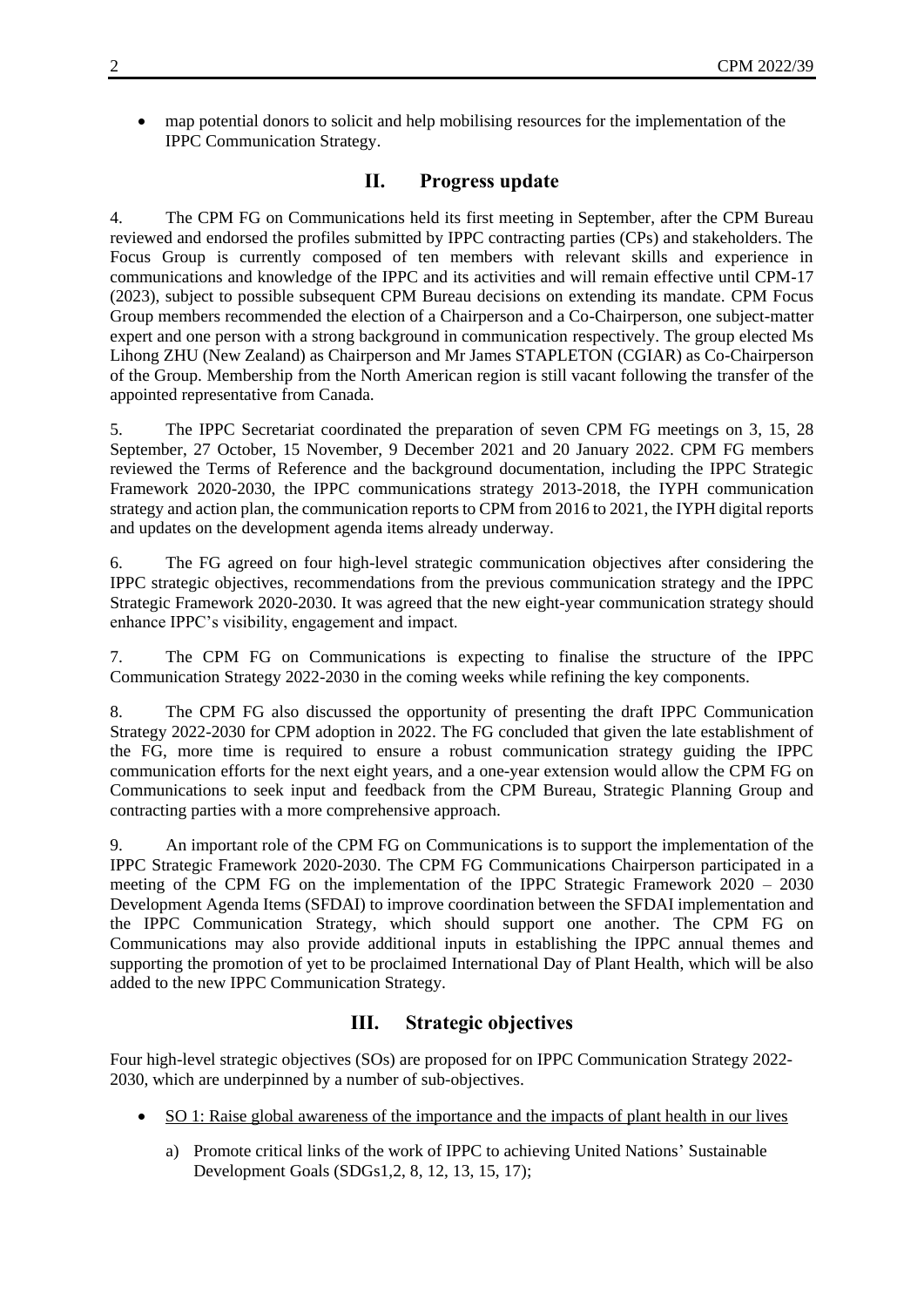- map potential donors to solicit and help mobilising resources for the implementation of the IPPC Communication Strategy.

## II. Progress update

4. The CPM FG on Communications held its first meeting in September, after the CPM Bureau reviewed and endorsed the profiles submitted by IPPC contracting parties (CPs) and stakeholders. The Focus Group is currently composed of ten members with relevant skills and experience in communications and knowledge of the IPPC and its activities and will remain effective until CPM-17 (2023), subject to possible subsequent CPM Bureau decisions on extending its mandate. CPM Focus Group members recommended the election of a Chairperson and a Co-Chairperson, one subject-matter expert and one person with a strong background in communication respectively. The group elected Ms Lihong ZHU (New Zealand) as Chairperson and Mr James STAPLETON (CGIAR) as Co-Chairperson of the Group. Membership from the North American region is still vacant following the transfer of the appointed representative from Canada.

5. The IPPC Secretariat coordinated the preparation of seven CPM FG meetings on 3, 15, 28 September, 27 October, 15 November, 9 December 2021 and 20 January 2022. CPM FG members reviewed the Terms of Reference and the background documentation, including the IPPC Strategic Framework 2020-2030, the IPPC communications strategy 2013-2018, the IYPH communication strategy and action plan, the communication reports to CPM from 2016 to 2021, the IYPH digital reports and updates on the development agenda items already underway.

6. The FG agreed on four high-level strategic communication objectives after considering the IPPC strategic objectives, recommendations from the previous communication strategy and the IPPC Strategic Framework 2020-2030. It was agreed that the new eight-year communication strategy should enhance IPPC's visibility, engagement and impact.

7. The CPM FG on Communications is expecting to finalise the structure of the IPPC Communication Strategy 2022-2030 in the coming weeks while refining the key components.

8. The CPM FG also discussed the opportunity of presenting the draft IPPC Communication Strategy 2022-2030 for CPM adoption in 2022. The FG concluded that given the late establishment of the FG, more time is required to ensure a robust communication strategy guiding the IPPC communication efforts for the next eight years, and a one-year extension would allow the CPM FG on Communications to seek input and feedback from the CPM Bureau, Strategic Planning Group and contracting parties with a more comprehensive approach.

9. An important role of the CPM FG on Communications is to support the implementation of the IPPC Strategic Framework 2020-2030. The CPM FG Communications Chairperson participated in a meeting of the CPM FG on the implementation of the IPPC Strategic Framework 2020 – 2030 Development Agenda Items (SFDAI) to improve coordination between the SFDAI implementation and the IPPC Communication Strategy, which should support one another. The CPM FG on Communications may also provide additional inputs in establishing the IPPC annual themes and supporting the promotion of yet to be proclaimed International Day of Plant Health, which will be also added to the new IPPC Communication Strategy.

## III. Strategic objectives

Four high-level strategic objectives (SOs) are proposed for on IPPC Communication Strategy 2022-2030, which are underpinned by a number of sub-objectives.

- SO 1: Raise global awareness of the importance and the impacts of plant health in our lives
  a) Promote critical links of the work of IPPC to achieving United Nations' Sustainable Development Goals (SDGs1,2, 8, 12, 13, 15, 17);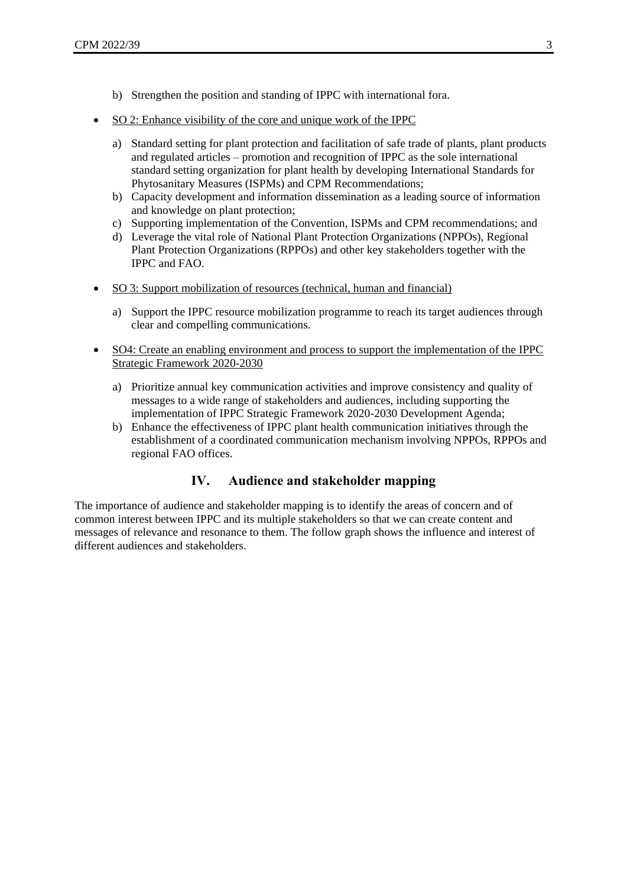b) Strengthen the position and standing of IPPC with international fora.

- SO 2: Enhance visibility of the core and unique work of the IPPC

  a) Standard setting for plant protection and facilitation of safe trade of plants, plant products and regulated articles – promotion and recognition of IPPC as the sole international standard setting organization for plant health by developing International Standards for Phytosanitary Measures (ISPMs) and CPM Recommendations;
  b) Capacity development and information dissemination as a leading source of information and knowledge on plant protection;
  c) Supporting implementation of the Convention, ISPMs and CPM recommendations; and
  d) Leverage the vital role of National Plant Protection Organizations (NPPOs), Regional Plant Protection Organizations (RPPOs) and other key stakeholders together with the IPPC and FAO.

- SO 3: Support mobilization of resources (technical, human and financial)

  a) Support the IPPC resource mobilization programme to reach its target audiences through clear and compelling communications.

- SO4: Create an enabling environment and process to support the implementation of the IPPC Strategic Framework 2020-2030

  a) Prioritize annual key communication activities and improve consistency and quality of messages to a wide range of stakeholders and audiences, including supporting the implementation of IPPC Strategic Framework 2020-2030 Development Agenda;
  b) Enhance the effectiveness of IPPC plant health communication initiatives through the establishment of a coordinated communication mechanism involving NPPOs, RPPOs and regional FAO offices.

## IV. Audience and stakeholder mapping

The importance of audience and stakeholder mapping is to identify the areas of concern and of common interest between IPPC and its multiple stakeholders so that we can create content and messages of relevance and resonance to them. The follow graph shows the influence and interest of different audiences and stakeholders.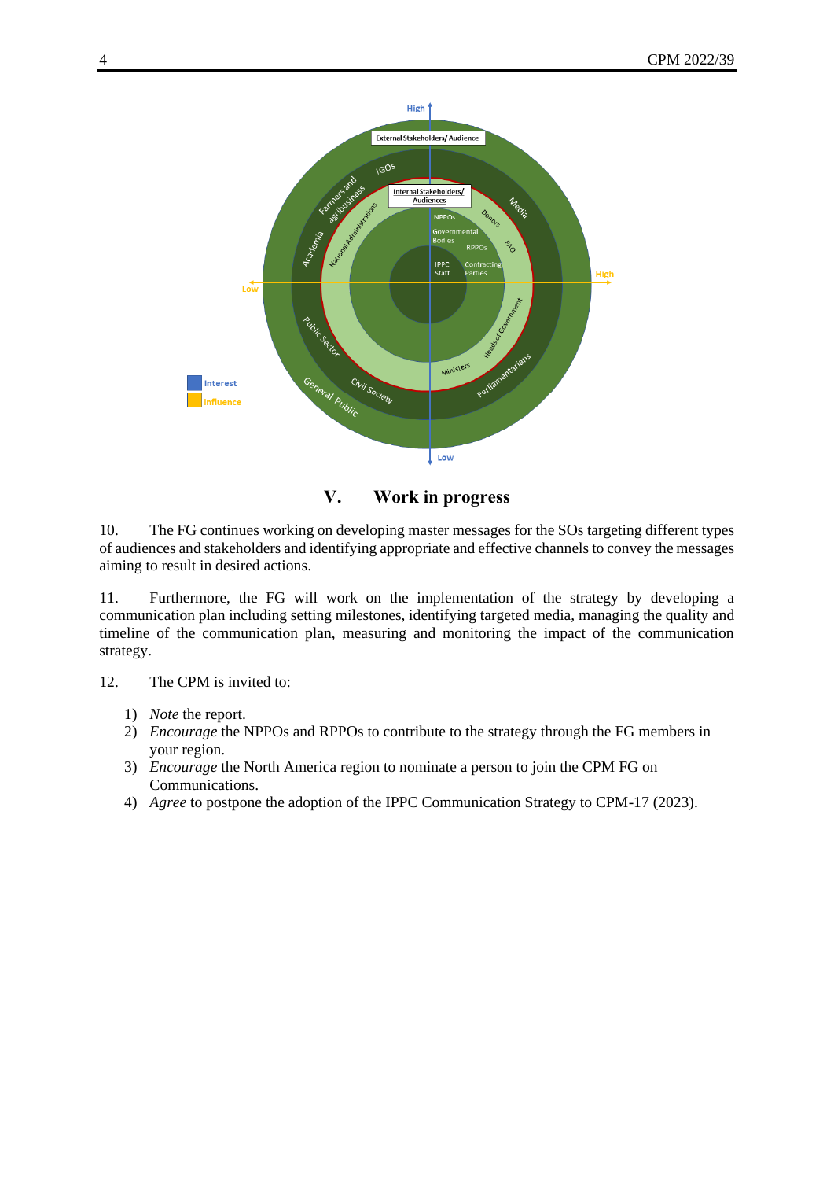High

External Stakeholders/ Audience

IGOs

Farmers and agribusiness

Media

Internal Stakeholders/ Audiences

NPPOs

Donors

National Administrations

Governmental Bodies

Academia

RPPOs

FAO

IPPC Staff

Contracting Parties

Low

High

Heads of Government

Public Sector

Ministers

Parliamentarians

Interest

Influence

Civil Society

General Public

Low

## V. Work in progress

10. The FG continues working on developing master messages for the SOs targeting different types of audiences and stakeholders and identifying appropriate and effective channels to convey the messages aiming to result in desired actions.

11. Furthermore, the FG will work on the implementation of the strategy by developing a communication plan including setting milestones, identifying targeted media, managing the quality and timeline of the communication plan, measuring and monitoring the impact of the communication strategy.

12. The CPM is invited to:

1) *Note* the report.
2) *Encourage* the NPPOs and RPPOs to contribute to the strategy through the FG members in your region.
3) *Encourage* the North America region to nominate a person to join the CPM FG on Communications.
4) *Agree* to postpone the adoption of the IPPC Communication Strategy to CPM-17 (2023).